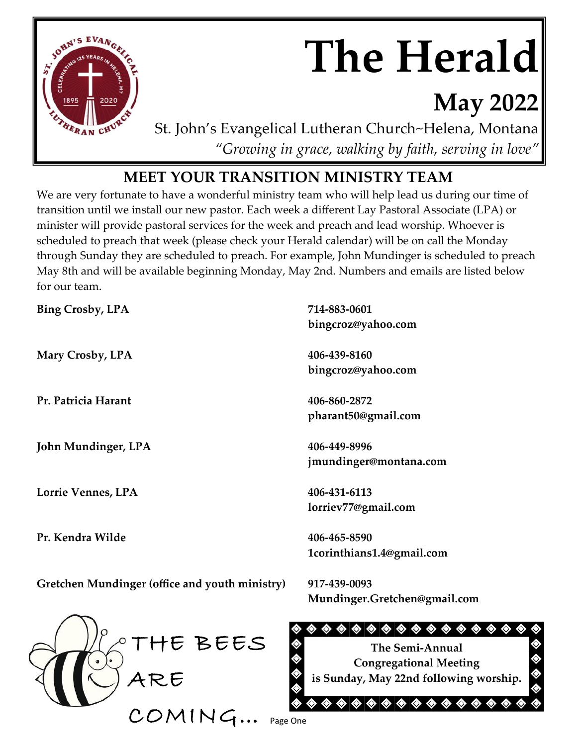# The Herald

## May 2022

St. John's Evangelical Lutheran Church~Helena, Montana

*"Growing in grace, walking by faith, serving in love"*

## MEET YOUR TRANSITION MINISTRY TEAM

We are very fortunate to have a wonderful ministry team who will help lead us during our time of transition until we install our new pastor. Each week a different Lay Pastoral Associate (LPA) or minister will provide pastoral services for the week and preach and lead worship. Whoever is scheduled to preach that week (please check your Herald calendar) will be on call the Monday through Sunday they are scheduled to preach. For example, John Mundinger is scheduled to preach May 8th and will be available beginning Monday, May 2nd. Numbers and emails are listed below for our team.

| | |
|---|---|
| **Bing Crosby, LPA** | **714-883-0601**<br>**bingcroz@yahoo.com** |
| **Mary Crosby, LPA** | **406-439-8160**<br>**bingcroz@yahoo.com** |
| **Pr. Patricia Harant** | **406-860-2872**<br>**pharant50@gmail.com** |
| **John Mundinger, LPA** | **406-449-8996**<br>**jmundinger@montana.com** |
| **Lorrie Vennes, LPA** | **406-431-6113**<br>**lorriev77@gmail.com** |
| **Pr. Kendra Wilde** | **406-465-8590**<br>**1corinthians1.4@gmail.com** |
| **Gretchen Mundinger (office and youth ministry)** | **917-439-0093**<br>**Mundinger.Gretchen@gmail.com** |

THE BEES ARE COMING...

**The Semi-Annual Congregational Meeting is Sunday, May 22nd following worship.**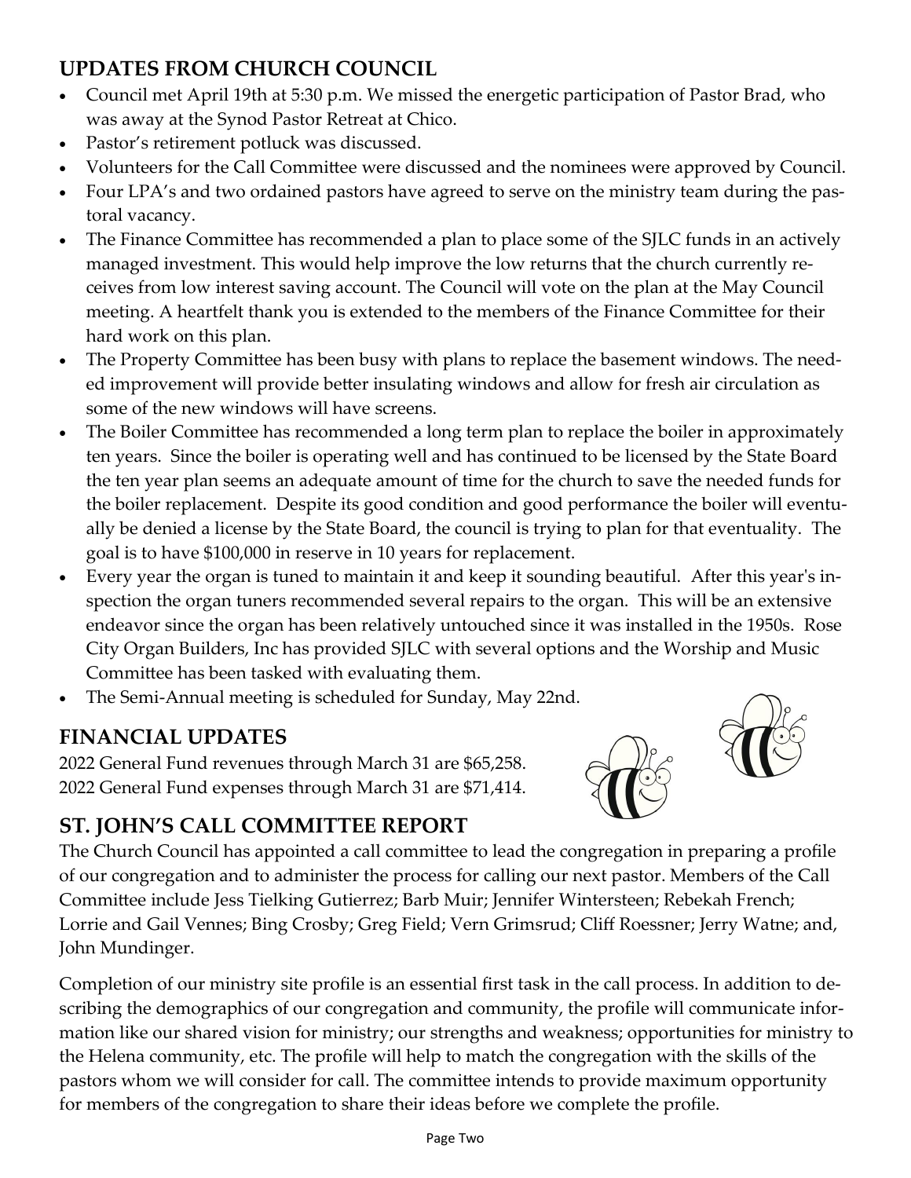## UPDATES FROM CHURCH COUNCIL

- Council met April 19th at 5:30 p.m. We missed the energetic participation of Pastor Brad, who was away at the Synod Pastor Retreat at Chico.
- Pastor's retirement potluck was discussed.
- Volunteers for the Call Committee were discussed and the nominees were approved by Council.
- Four LPA's and two ordained pastors have agreed to serve on the ministry team during the pastoral vacancy.
- The Finance Committee has recommended a plan to place some of the SJLC funds in an actively managed investment. This would help improve the low returns that the church currently receives from low interest saving account. The Council will vote on the plan at the May Council meeting. A heartfelt thank you is extended to the members of the Finance Committee for their hard work on this plan.
- The Property Committee has been busy with plans to replace the basement windows. The needed improvement will provide better insulating windows and allow for fresh air circulation as some of the new windows will have screens.
- The Boiler Committee has recommended a long term plan to replace the boiler in approximately ten years. Since the boiler is operating well and has continued to be licensed by the State Board the ten year plan seems an adequate amount of time for the church to save the needed funds for the boiler replacement. Despite its good condition and good performance the boiler will eventually be denied a license by the State Board, the council is trying to plan for that eventuality. The goal is to have $100,000 in reserve in 10 years for replacement.
- Every year the organ is tuned to maintain it and keep it sounding beautiful. After this year's inspection the organ tuners recommended several repairs to the organ. This will be an extensive endeavor since the organ has been relatively untouched since it was installed in the 1950s. Rose City Organ Builders, Inc has provided SJLC with several options and the Worship and Music Committee has been tasked with evaluating them.
- The Semi-Annual meeting is scheduled for Sunday, May 22nd.

## FINANCIAL UPDATES

2022 General Fund revenues through March 31 are $65,258.
2022 General Fund expenses through March 31 are $71,414.

## ST. JOHN'S CALL COMMITTEE REPORT

The Church Council has appointed a call committee to lead the congregation in preparing a profile of our congregation and to administer the process for calling our next pastor. Members of the Call Committee include Jess Tielking Gutierrez; Barb Muir; Jennifer Wintersteen; Rebekah French; Lorrie and Gail Vennes; Bing Crosby; Greg Field; Vern Grimsrud; Cliff Roessner; Jerry Watne; and, John Mundinger.

Completion of our ministry site profile is an essential first task in the call process. In addition to describing the demographics of our congregation and community, the profile will communicate information like our shared vision for ministry; our strengths and weakness; opportunities for ministry to the Helena community, etc. The profile will help to match the congregation with the skills of the pastors whom we will consider for call. The committee intends to provide maximum opportunity for members of the congregation to share their ideas before we complete the profile.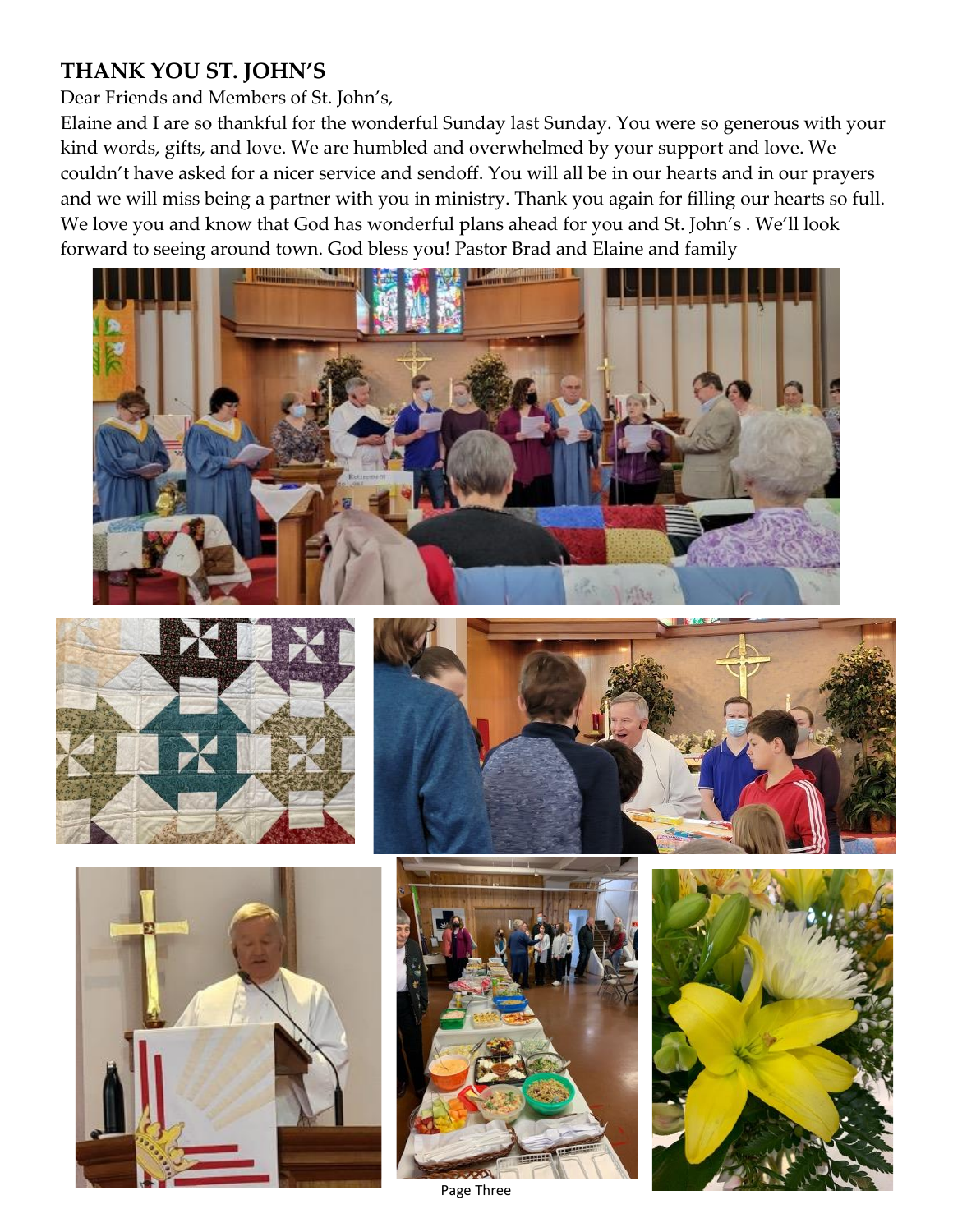## THANK YOU ST. JOHN'S

Dear Friends and Members of St. John's,

Elaine and I are so thankful for the wonderful Sunday last Sunday. You were so generous with your kind words, gifts, and love. We are humbled and overwhelmed by your support and love. We couldn't have asked for a nicer service and sendoff. You will all be in our hearts and in our prayers and we will miss being a partner with you in ministry. Thank you again for filling our hearts so full. We love you and know that God has wonderful plans ahead for you and St. John's . We'll look forward to seeing around town. God bless you! Pastor Brad and Elaine and family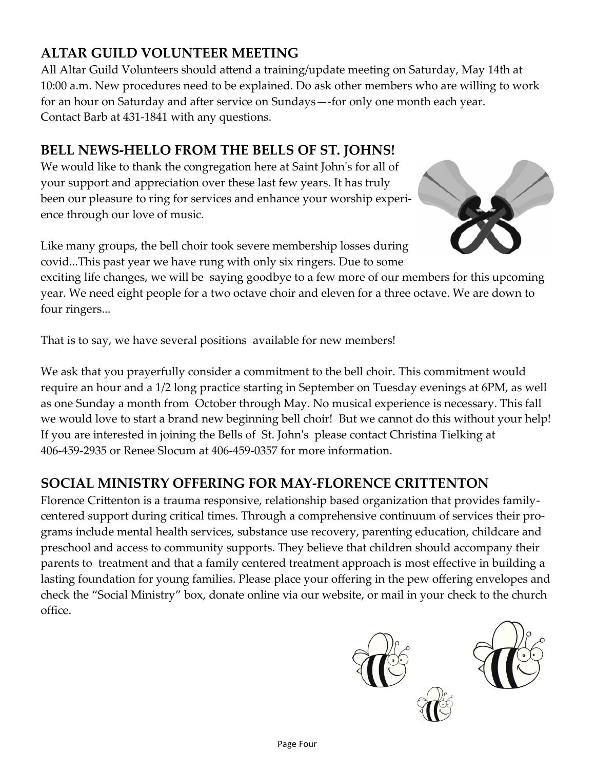## ALTAR GUILD VOLUNTEER MEETING

All Altar Guild Volunteers should attend a training/update meeting on Saturday, May 14th at 10:00 a.m. New procedures need to be explained. Do ask other members who are willing to work for an hour on Saturday and after service on Sundays—-for only one month each year. Contact Barb at 431-1841 with any questions.

## BELL NEWS-HELLO FROM THE BELLS OF ST. JOHNS!

We would like to thank the congregation here at Saint John's for all of your support and appreciation over these last few years. It has truly been our pleasure to ring for services and enhance your worship experience through our love of music.

Like many groups, the bell choir took severe membership losses during covid...This past year we have rung with only six ringers. Due to some exciting life changes, we will be saying goodbye to a few more of our members for this upcoming year. We need eight people for a two octave choir and eleven for a three octave. We are down to four ringers...

That is to say, we have several positions available for new members!

We ask that you prayerfully consider a commitment to the bell choir. This commitment would require an hour and a 1/2 long practice starting in September on Tuesday evenings at 6PM, as well as one Sunday a month from October through May. No musical experience is necessary. This fall we would love to start a brand new beginning bell choir! But we cannot do this without your help! If you are interested in joining the Bells of St. John's please contact Christina Tielking at 406-459-2935 or Renee Slocum at 406-459-0357 for more information.

## SOCIAL MINISTRY OFFERING FOR MAY-FLORENCE CRITTENTON

Florence Crittenton is a trauma responsive, relationship based organization that provides family-centered support during critical times. Through a comprehensive continuum of services their programs include mental health services, substance use recovery, parenting education, childcare and preschool and access to community supports. They believe that children should accompany their parents to treatment and that a family centered treatment approach is most effective in building a lasting foundation for young families. Please place your offering in the pew offering envelopes and check the "Social Ministry" box, donate online via our website, or mail in your check to the church office.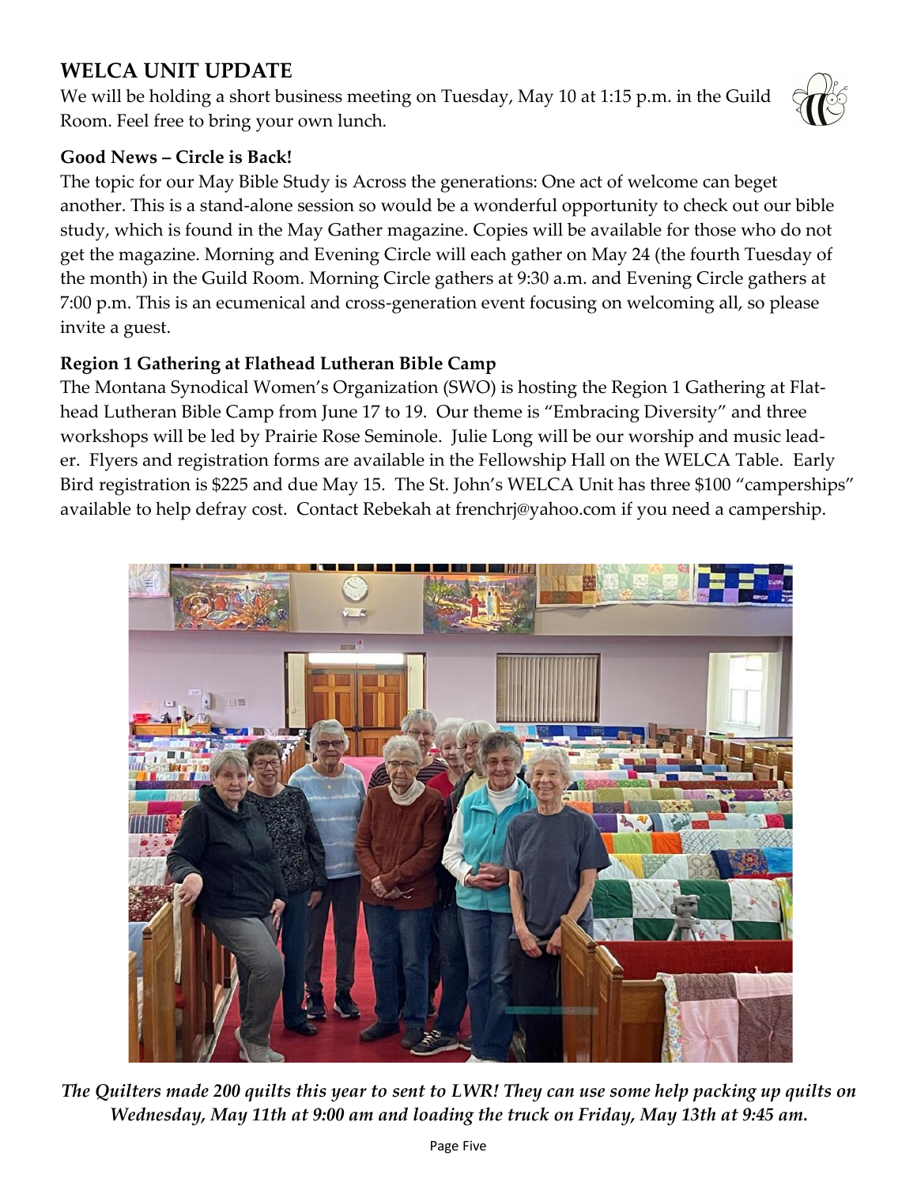## WELCA UNIT UPDATE

We will be holding a short business meeting on Tuesday, May 10 at 1:15 p.m. in the Guild Room. Feel free to bring your own lunch.

**Good News – Circle is Back!**

The topic for our May Bible Study is Across the generations: One act of welcome can beget another. This is a stand-alone session so would be a wonderful opportunity to check out our bible study, which is found in the May Gather magazine. Copies will be available for those who do not get the magazine. Morning and Evening Circle will each gather on May 24 (the fourth Tuesday of the month) in the Guild Room. Morning Circle gathers at 9:30 a.m. and Evening Circle gathers at 7:00 p.m. This is an ecumenical and cross-generation event focusing on welcoming all, so please invite a guest.

**Region 1 Gathering at Flathead Lutheran Bible Camp**

The Montana Synodical Women's Organization (SWO) is hosting the Region 1 Gathering at Flathead Lutheran Bible Camp from June 17 to 19. Our theme is "Embracing Diversity" and three workshops will be led by Prairie Rose Seminole. Julie Long will be our worship and music leader. Flyers and registration forms are available in the Fellowship Hall on the WELCA Table. Early Bird registration is $225 and due May 15. The St. John's WELCA Unit has three $100 "camperships" available to help defray cost. Contact Rebekah at frenchrj@yahoo.com if you need a campership.

*The Quilters made 200 quilts this year to sent to LWR! They can use some help packing up quilts on Wednesday, May 11th at 9:00 am and loading the truck on Friday, May 13th at 9:45 am.*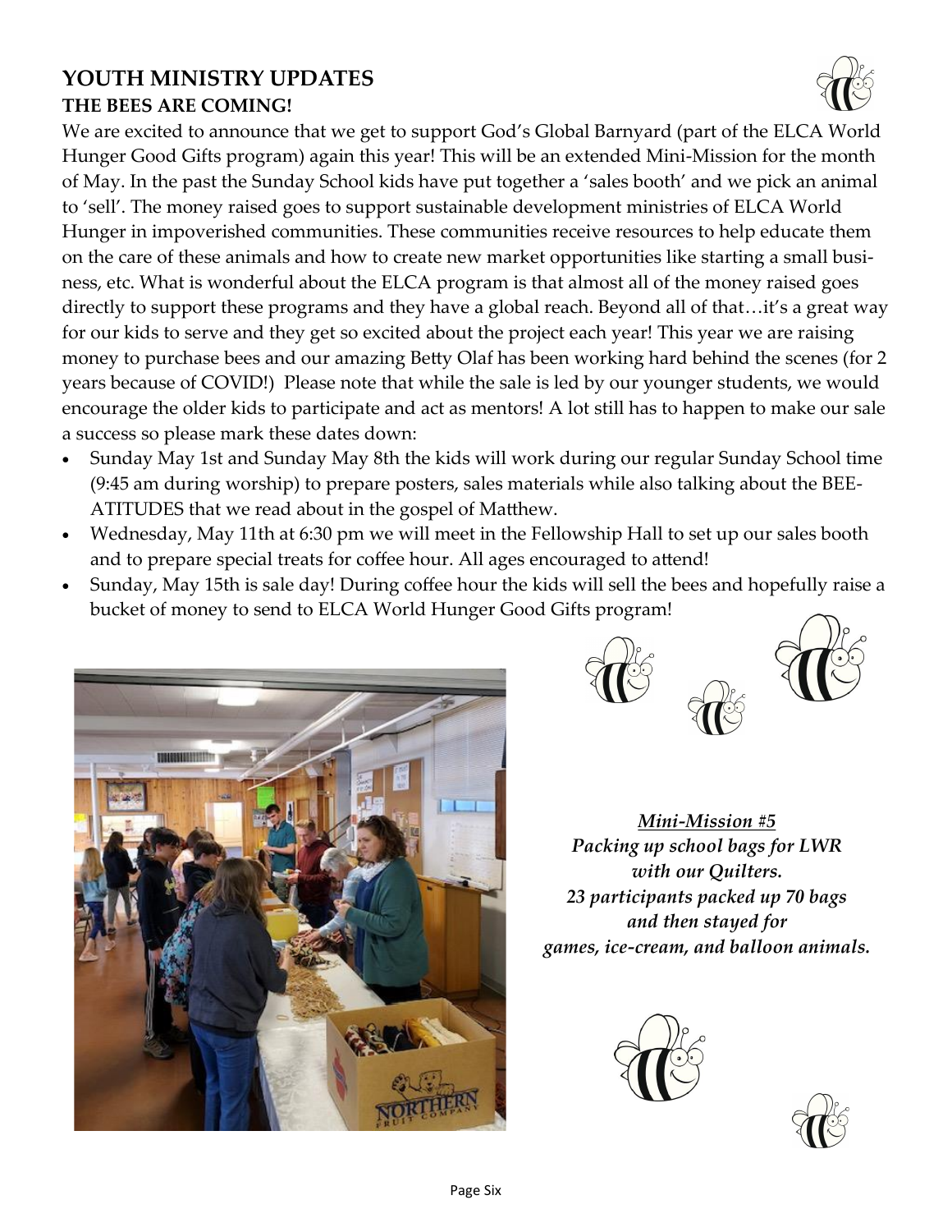## YOUTH MINISTRY UPDATES

### THE BEES ARE COMING!

We are excited to announce that we get to support God's Global Barnyard (part of the ELCA World Hunger Good Gifts program) again this year! This will be an extended Mini-Mission for the month of May. In the past the Sunday School kids have put together a 'sales booth' and we pick an animal to 'sell'. The money raised goes to support sustainable development ministries of ELCA World Hunger in impoverished communities. These communities receive resources to help educate them on the care of these animals and how to create new market opportunities like starting a small business, etc. What is wonderful about the ELCA program is that almost all of the money raised goes directly to support these programs and they have a global reach. Beyond all of that…it's a great way for our kids to serve and they get so excited about the project each year! This year we are raising money to purchase bees and our amazing Betty Olaf has been working hard behind the scenes (for 2 years because of COVID!) Please note that while the sale is led by our younger students, we would encourage the older kids to participate and act as mentors! A lot still has to happen to make our sale a success so please mark these dates down:

- Sunday May 1st and Sunday May 8th the kids will work during our regular Sunday School time (9:45 am during worship) to prepare posters, sales materials while also talking about the BEE-ATITUDES that we read about in the gospel of Matthew.
- Wednesday, May 11th at 6:30 pm we will meet in the Fellowship Hall to set up our sales booth and to prepare special treats for coffee hour. All ages encouraged to attend!
- Sunday, May 15th is sale day! During coffee hour the kids will sell the bees and hopefully raise a bucket of money to send to ELCA World Hunger Good Gifts program!

***Mini-Mission #5***
*Packing up school bags for LWR with our Quilters.*
*23 participants packed up 70 bags and then stayed for games, ice-cream, and balloon animals.*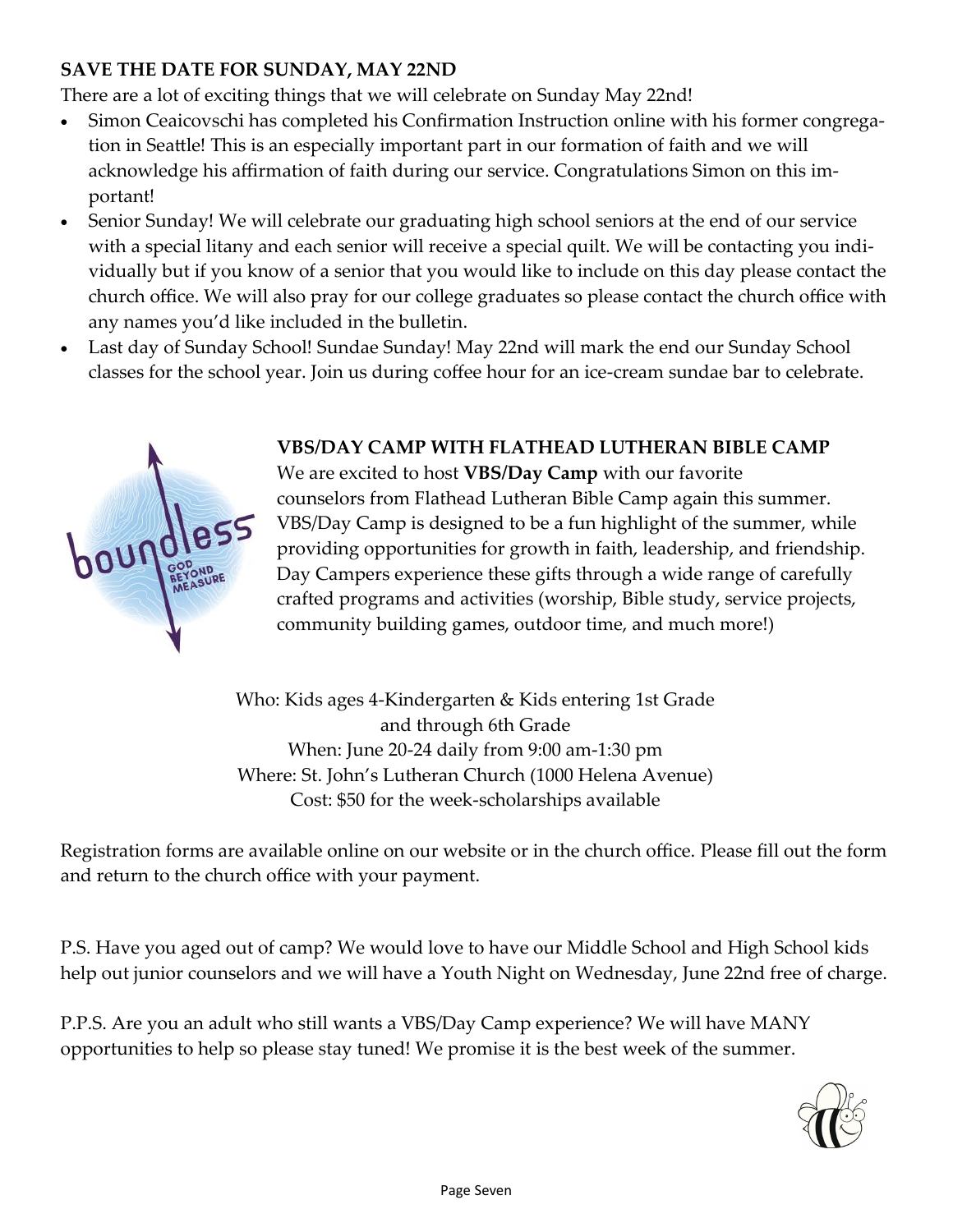**SAVE THE DATE FOR SUNDAY, MAY 22ND**

There are a lot of exciting things that we will celebrate on Sunday May 22nd!

- Simon Ceaicovschi has completed his Confirmation Instruction online with his former congregation in Seattle! This is an especially important part in our formation of faith and we will acknowledge his affirmation of faith during our service. Congratulations Simon on this important!
- Senior Sunday! We will celebrate our graduating high school seniors at the end of our service with a special litany and each senior will receive a special quilt. We will be contacting you individually but if you know of a senior that you would like to include on this day please contact the church office. We will also pray for our college graduates so please contact the church office with any names you'd like included in the bulletin.
- Last day of Sunday School! Sundae Sunday! May 22nd will mark the end our Sunday School classes for the school year. Join us during coffee hour for an ice-cream sundae bar to celebrate.

**VBS/DAY CAMP WITH FLATHEAD LUTHERAN BIBLE CAMP**

We are excited to host **VBS/Day Camp** with our favorite counselors from Flathead Lutheran Bible Camp again this summer. VBS/Day Camp is designed to be a fun highlight of the summer, while providing opportunities for growth in faith, leadership, and friendship. Day Campers experience these gifts through a wide range of carefully crafted programs and activities (worship, Bible study, service projects, community building games, outdoor time, and much more!)

Who: Kids ages 4-Kindergarten & Kids entering 1st Grade and through 6th Grade
When: June 20-24 daily from 9:00 am-1:30 pm
Where: St. John's Lutheran Church (1000 Helena Avenue)
Cost: $50 for the week-scholarships available

Registration forms are available online on our website or in the church office. Please fill out the form and return to the church office with your payment.

P.S. Have you aged out of camp? We would love to have our Middle School and High School kids help out junior counselors and we will have a Youth Night on Wednesday, June 22nd free of charge.

P.P.S. Are you an adult who still wants a VBS/Day Camp experience? We will have MANY opportunities to help so please stay tuned! We promise it is the best week of the summer.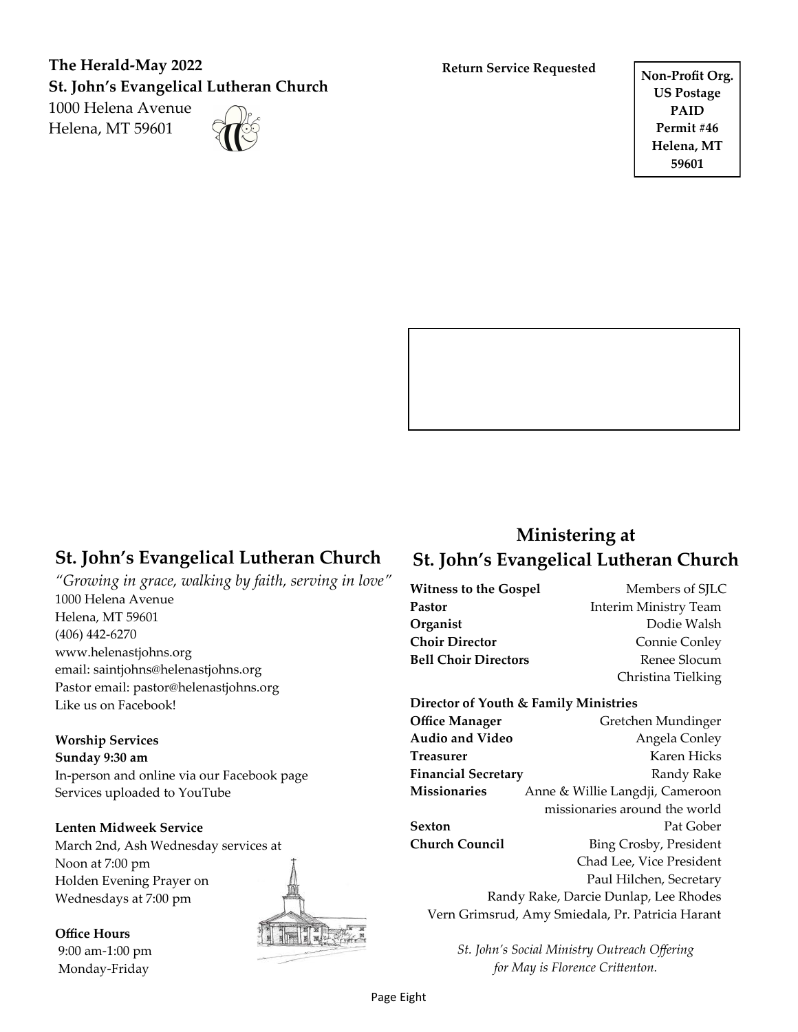**The Herald-May 2022**
**St. John's Evangelical Lutheran Church**
1000 Helena Avenue
Helena, MT 59601

**Return Service Requested**

**Non-Profit Org.**
**US Postage**
**PAID**
**Permit #46**
**Helena, MT**
**59601**

## St. John's Evangelical Lutheran Church

*"Growing in grace, walking by faith, serving in love"*
1000 Helena Avenue
Helena, MT 59601
(406) 442-6270
www.helenastjohns.org
email: saintjohns@helenastjohns.org
Pastor email: pastor@helenastjohns.org
Like us on Facebook!

**Worship Services**
**Sunday 9:30 am**
In-person and online via our Facebook page
Services uploaded to YouTube

**Lenten Midweek Service**
March 2nd, Ash Wednesday services at Noon at 7:00 pm
Holden Evening Prayer on Wednesdays at 7:00 pm

**Office Hours**
9:00 am-1:00 pm
Monday-Friday

## Ministering at St. John's Evangelical Lutheran Church

**Witness to the Gospel** — Members of SJLC
**Pastor** — Interim Ministry Team
**Organist** — Dodie Walsh
**Choir Director** — Connie Conley
**Bell Choir Directors** — Renee Slocum, Christina Tielking

**Director of Youth & Family Ministries**
**Office Manager** — Gretchen Mundinger
**Audio and Video** — Angela Conley
**Treasurer** — Karen Hicks
**Financial Secretary** — Randy Rake
**Missionaries** — Anne & Willie Langdji, Cameroon; missionaries around the world
**Sexton** — Pat Gober
**Church Council** — Bing Crosby, President; Chad Lee, Vice President; Paul Hilchen, Secretary; Randy Rake, Darcie Dunlap, Lee Rhodes, Vern Grimsrud, Amy Smiedala, Pr. Patricia Harant

*St. John's Social Ministry Outreach Offering for May is Florence Crittenton.*